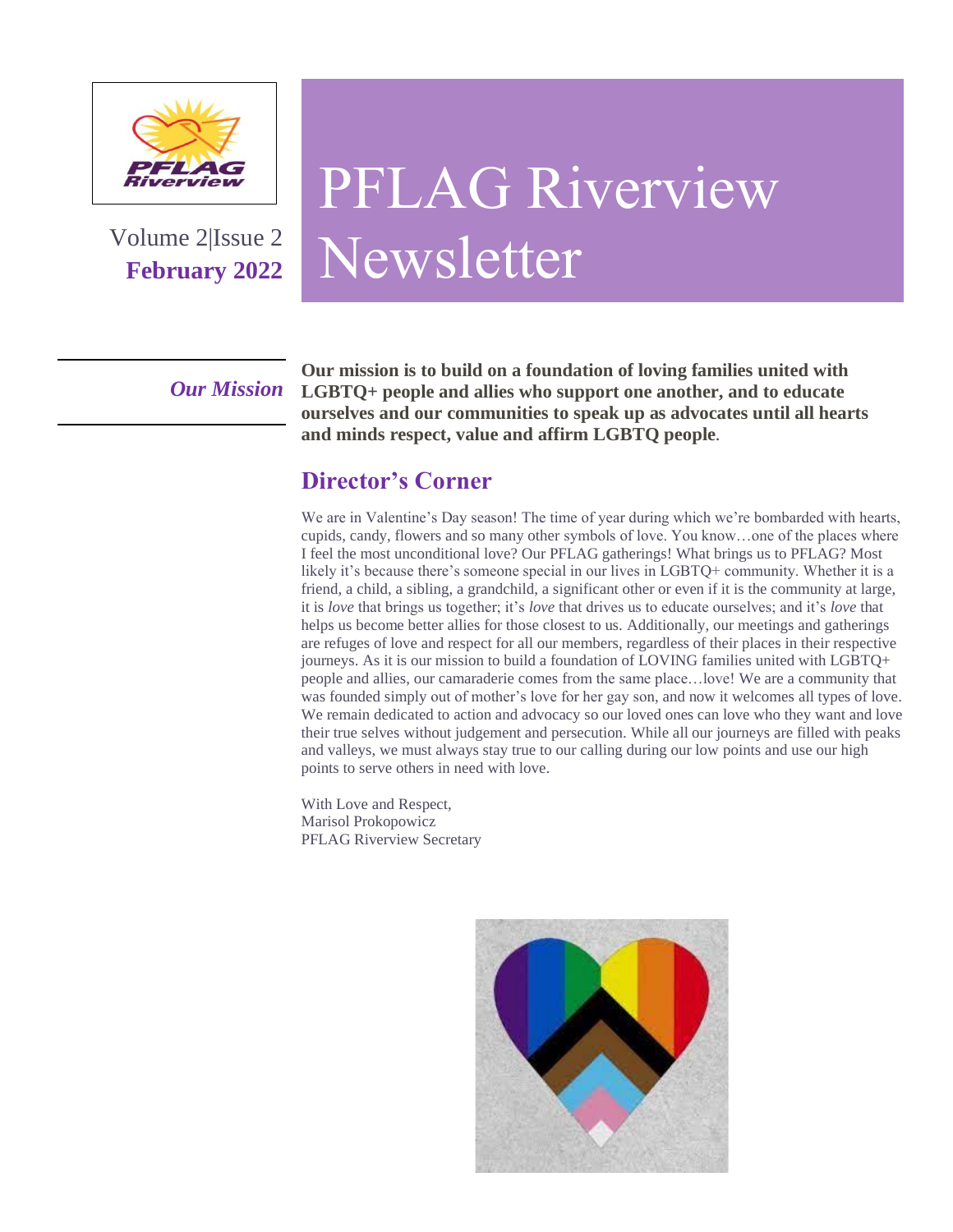# PFLAG Riverview Newsletter

Volume 2|Issue 2
**February 2022**

*Our Mission*

**Our mission is to build on a foundation of loving families united with LGBTQ+ people and allies who support one another, and to educate ourselves and our communities to speak up as advocates until all hearts and minds respect, value and affirm LGBTQ people.**

## Director's Corner

We are in Valentine's Day season! The time of year during which we're bombarded with hearts, cupids, candy, flowers and so many other symbols of love. You know…one of the places where I feel the most unconditional love? Our PFLAG gatherings! What brings us to PFLAG? Most likely it's because there's someone special in our lives in LGBTQ+ community. Whether it is a friend, a child, a sibling, a grandchild, a significant other or even if it is the community at large, it is *love* that brings us together; it's *love* that drives us to educate ourselves; and it's *love* that helps us become better allies for those closest to us. Additionally, our meetings and gatherings are refuges of love and respect for all our members, regardless of their places in their respective journeys. As it is our mission to build a foundation of LOVING families united with LGBTQ+ people and allies, our camaraderie comes from the same place…love! We are a community that was founded simply out of mother's love for her gay son, and now it welcomes all types of love. We remain dedicated to action and advocacy so our loved ones can love who they want and love their true selves without judgement and persecution. While all our journeys are filled with peaks and valleys, we must always stay true to our calling during our low points and use our high points to serve others in need with love.

With Love and Respect,
Marisol Prokopowicz
PFLAG Riverview Secretary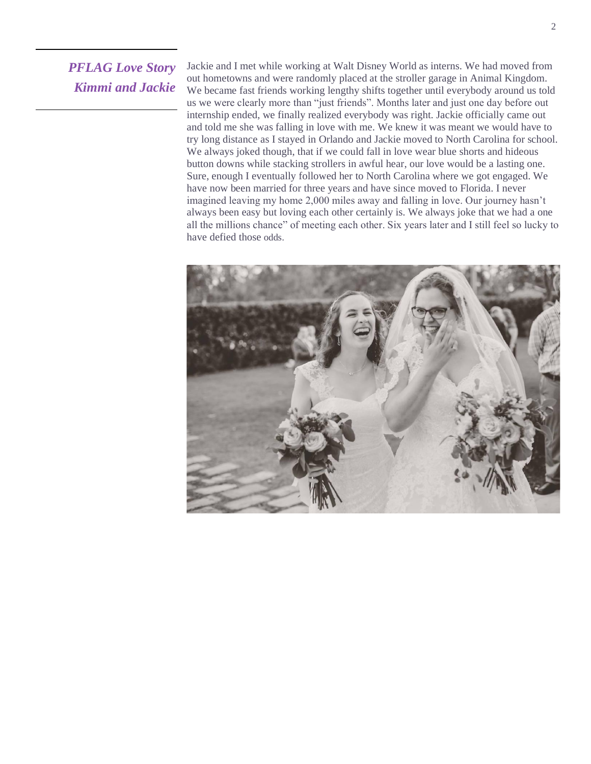## *PFLAG Love Story Kimmi and Jackie*

Jackie and I met while working at Walt Disney World as interns. We had moved from out hometowns and were randomly placed at the stroller garage in Animal Kingdom. We became fast friends working lengthy shifts together until everybody around us told us we were clearly more than "just friends". Months later and just one day before out internship ended, we finally realized everybody was right. Jackie officially came out and told me she was falling in love with me. We knew it was meant we would have to try long distance as I stayed in Orlando and Jackie moved to North Carolina for school. We always joked though, that if we could fall in love wear blue shorts and hideous button downs while stacking strollers in awful hear, our love would be a lasting one. Sure, enough I eventually followed her to North Carolina where we got engaged. We have now been married for three years and have since moved to Florida. I never imagined leaving my home 2,000 miles away and falling in love. Our journey hasn't always been easy but loving each other certainly is. We always joke that we had a one all the millions chance" of meeting each other. Six years later and I still feel so lucky to have defied those odds.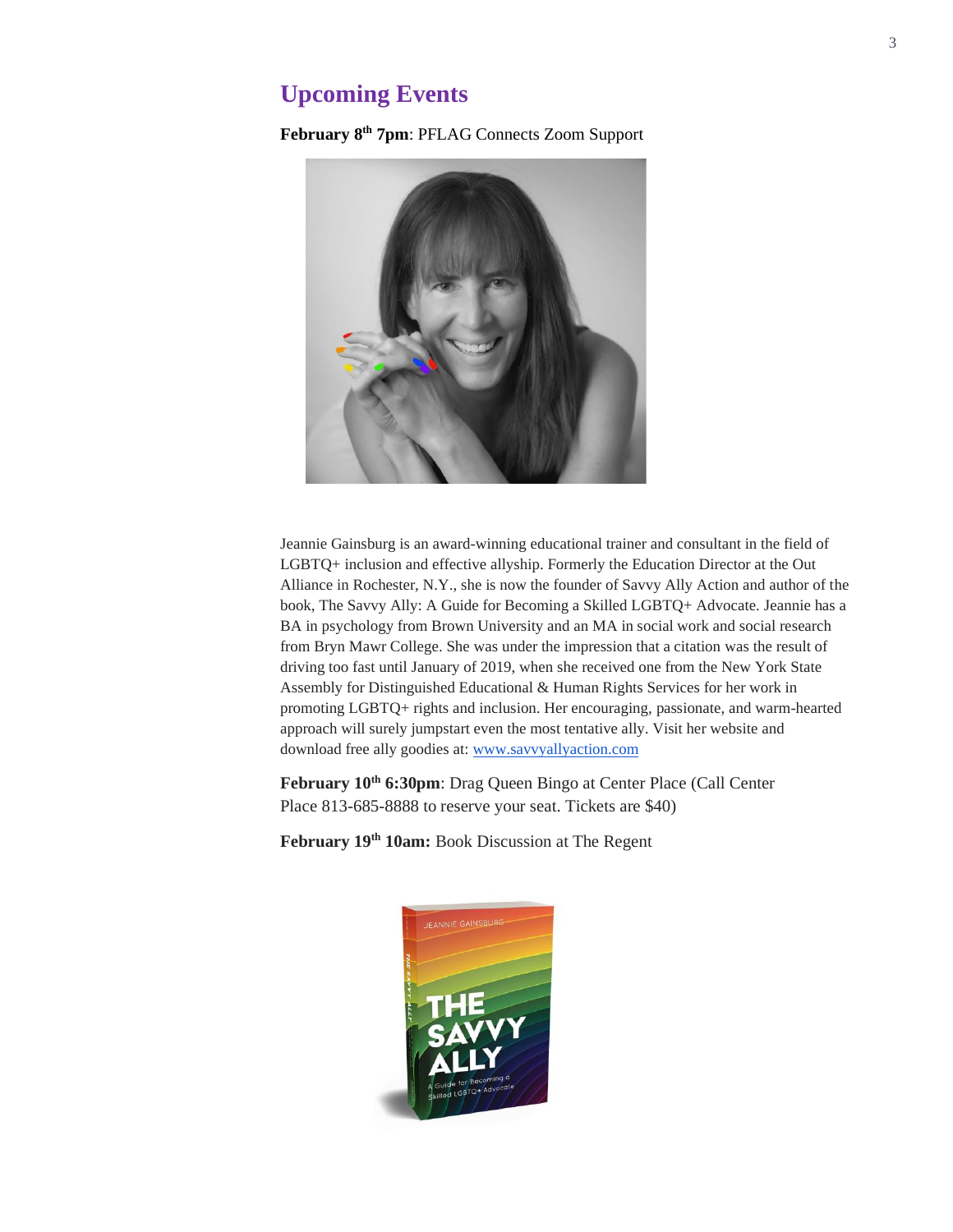## Upcoming Events

**February 8th 7pm**: PFLAG Connects Zoom Support

Jeannie Gainsburg is an award-winning educational trainer and consultant in the field of LGBTQ+ inclusion and effective allyship. Formerly the Education Director at the Out Alliance in Rochester, N.Y., she is now the founder of Savvy Ally Action and author of the book, The Savvy Ally: A Guide for Becoming a Skilled LGBTQ+ Advocate. Jeannie has a BA in psychology from Brown University and an MA in social work and social research from Bryn Mawr College. She was under the impression that a citation was the result of driving too fast until January of 2019, when she received one from the New York State Assembly for Distinguished Educational & Human Rights Services for her work in promoting LGBTQ+ rights and inclusion. Her encouraging, passionate, and warm-hearted approach will surely jumpstart even the most tentative ally. Visit her website and download free ally goodies at: [www.savvyallyaction.com](http://www.savvyallyaction.com)

**February 10th 6:30pm**: Drag Queen Bingo at Center Place (Call Center Place 813-685-8888 to reserve your seat. Tickets are $40)

**February 19th 10am:** Book Discussion at The Regent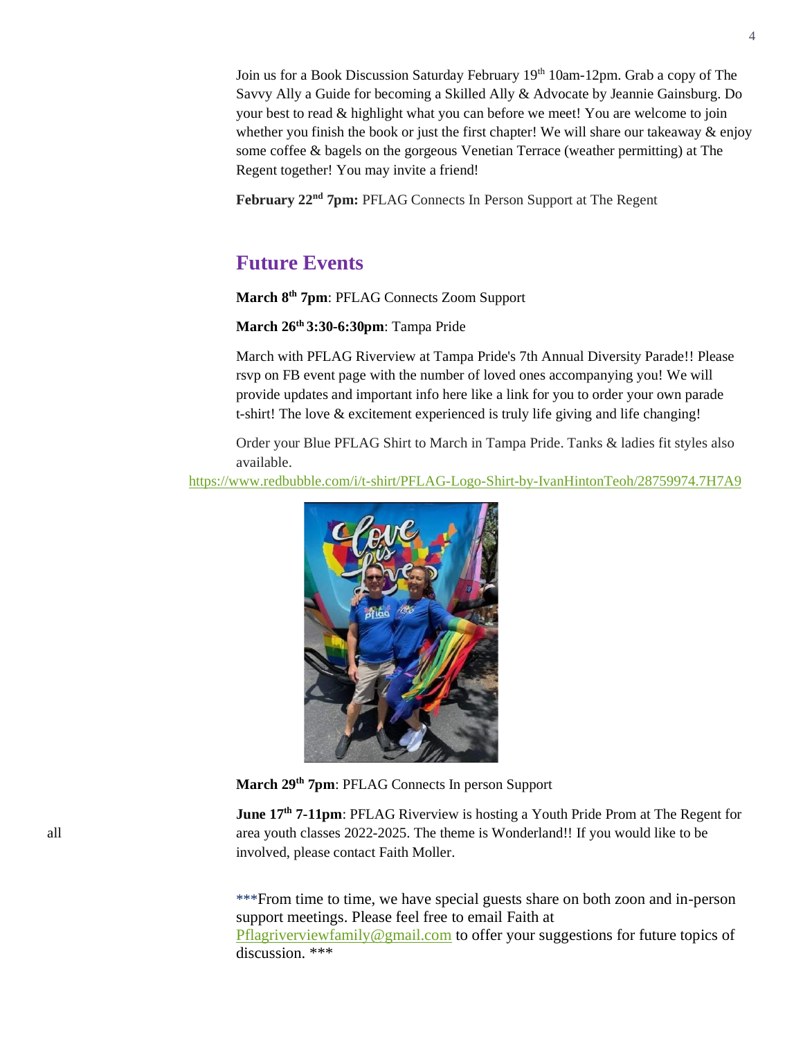Join us for a Book Discussion Saturday February 19th 10am-12pm. Grab a copy of The Savvy Ally a Guide for becoming a Skilled Ally & Advocate by Jeannie Gainsburg. Do your best to read & highlight what you can before we meet! You are welcome to join whether you finish the book or just the first chapter! We will share our takeaway & enjoy some coffee & bagels on the gorgeous Venetian Terrace (weather permitting) at The Regent together! You may invite a friend!

**February 22nd 7pm:** PFLAG Connects In Person Support at The Regent

## Future Events

**March 8th 7pm**: PFLAG Connects Zoom Support

**March 26th 3:30-6:30pm**: Tampa Pride

March with PFLAG Riverview at Tampa Pride's 7th Annual Diversity Parade!! Please rsvp on FB event page with the number of loved ones accompanying you! We will provide updates and important info here like a link for you to order your own parade t-shirt! The love & excitement experienced is truly life giving and life changing!

Order your Blue PFLAG Shirt to March in Tampa Pride. Tanks & ladies fit styles also available.

https://www.redbubble.com/i/t-shirt/PFLAG-Logo-Shirt-by-IvanHintonTeoh/28759974.7H7A9

**March 29th 7pm**: PFLAG Connects In person Support

**June 17th 7-11pm**: PFLAG Riverview is hosting a Youth Pride Prom at The Regent for all area youth classes 2022-2025. The theme is Wonderland!! If you would like to be involved, please contact Faith Moller.

***From time to time, we have special guests share on both zoon and in-person support meetings. Please feel free to email Faith at Pflagriverviewfamily@gmail.com to offer your suggestions for future topics of discussion. ***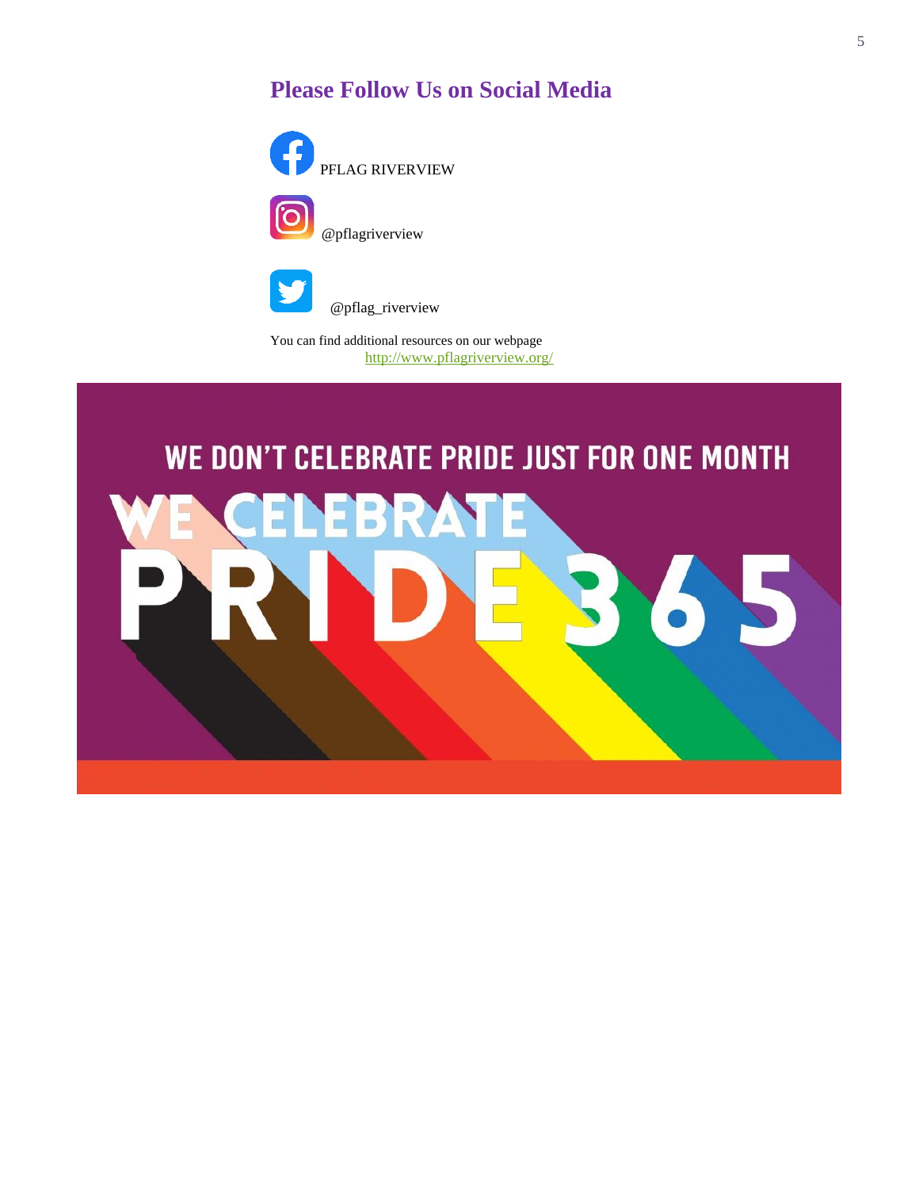## Please Follow Us on Social Media

PFLAG RIVERVIEW

@pflagriverview

@pflag_riverview

You can find additional resources on our webpage
http://www.pflagriverview.org/

WE DON'T CELEBRATE PRIDE JUST FOR ONE MONTH

WE CELEBRATE PRIDE 365